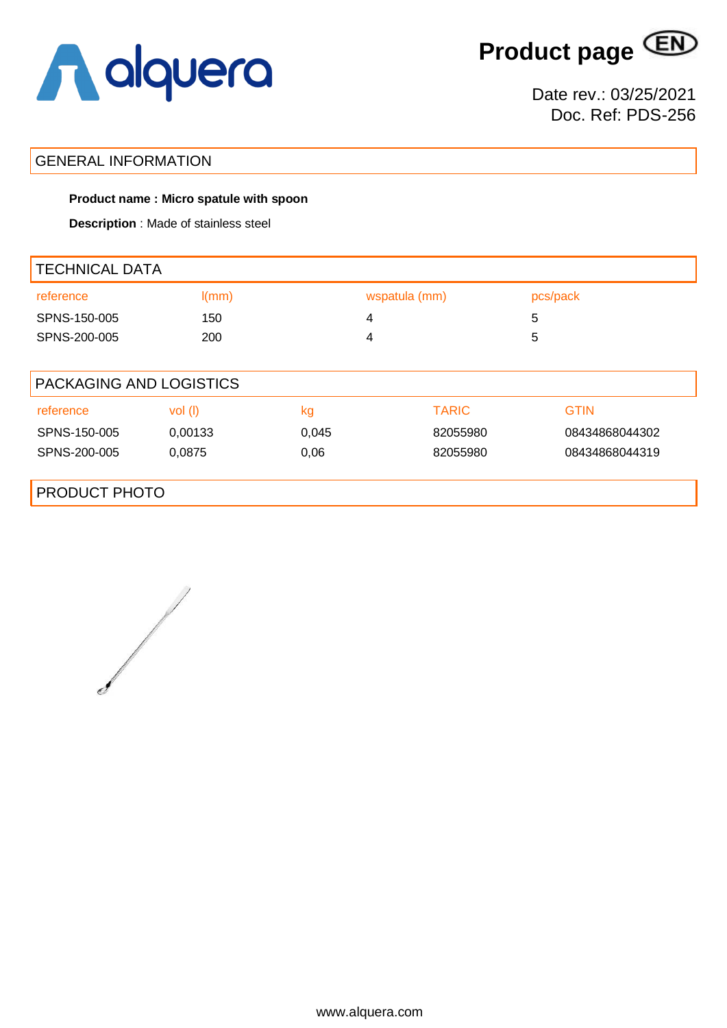alquera

# Product page (EN)

Date rev.: 03/25/2021
Doc. Ref: PDS-256

## GENERAL INFORMATION

**Product name : Micro spatule with spoon**

**Description** : Made of stainless steel

## TECHNICAL DATA

| reference | l(mm) | wspatula (mm) | pcs/pack |
|---|---|---|---|
| SPNS-150-005 | 150 | 4 | 5 |
| SPNS-200-005 | 200 | 4 | 5 |

## PACKAGING AND LOGISTICS

| reference | vol (l) | kg | TARIC | GTIN |
|---|---|---|---|---|
| SPNS-150-005 | 0,00133 | 0,045 | 82055980 | 08434868044302 |
| SPNS-200-005 | 0,0875 | 0,06 | 82055980 | 08434868044319 |

## PRODUCT PHOTO

www.alquera.com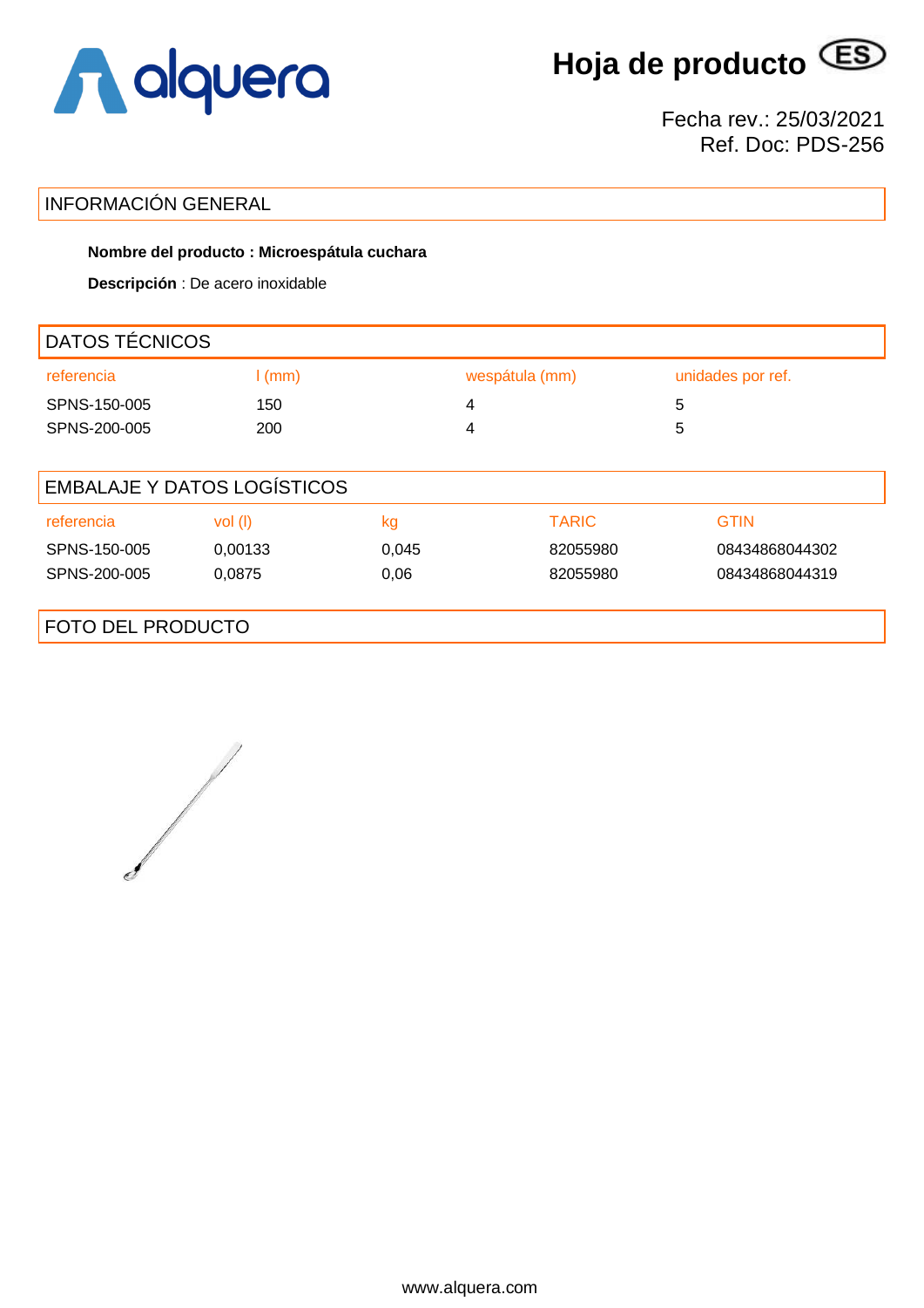# Hoja de producto ES

Fecha rev.: 25/03/2021
Ref. Doc: PDS-256

## INFORMACIÓN GENERAL

**Nombre del producto : Microespátula cuchara**

**Descripción** : De acero inoxidable

## DATOS TÉCNICOS

| referencia | l (mm) | wespátula (mm) | unidades por ref. |
|---|---|---|---|
| SPNS-150-005 | 150 | 4 | 5 |
| SPNS-200-005 | 200 | 4 | 5 |

## EMBALAJE Y DATOS LOGÍSTICOS

| referencia | vol (l) | kg | TARIC | GTIN |
|---|---|---|---|---|
| SPNS-150-005 | 0,00133 | 0,045 | 82055980 | 08434868044302 |
| SPNS-200-005 | 0,0875 | 0,06 | 82055980 | 08434868044319 |

## FOTO DEL PRODUCTO

www.alquera.com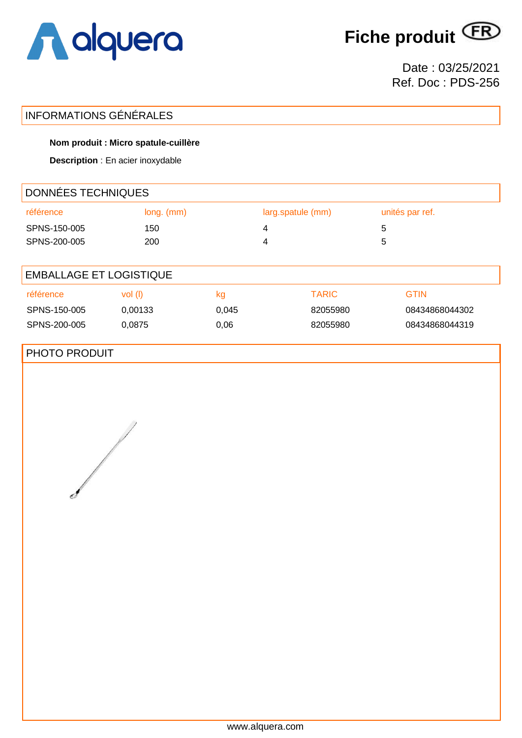# Fiche produit (FR)

Date : 03/25/2021
Ref. Doc : PDS-256

## INFORMATIONS GÉNÉRALES

**Nom produit : Micro spatule-cuillère**

**Description** : En acier inoxydable

## DONNÉES TECHNIQUES

| référence | long. (mm) | larg.spatule (mm) | unités par ref. |
|---|---|---|---|
| SPNS-150-005 | 150 | 4 | 5 |
| SPNS-200-005 | 200 | 4 | 5 |

## EMBALLAGE ET LOGISTIQUE

| référence | vol (l) | kg | TARIC | GTIN |
|---|---|---|---|---|
| SPNS-150-005 | 0,00133 | 0,045 | 82055980 | 08434868044302 |
| SPNS-200-005 | 0,0875 | 0,06 | 82055980 | 08434868044319 |

## PHOTO PRODUIT

www.alquera.com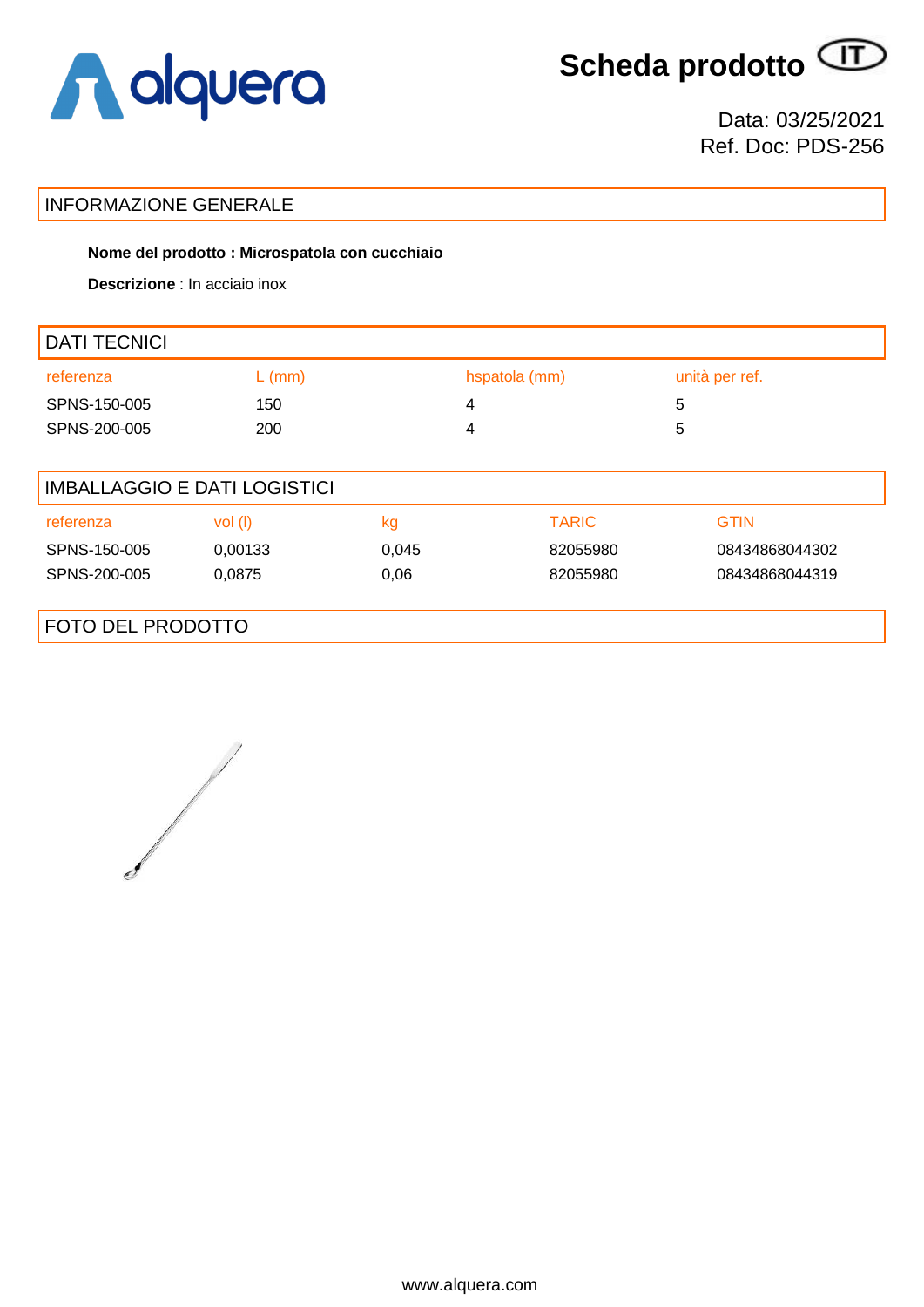# Scheda prodotto (IT)

Data: 03/25/2021
Ref. Doc: PDS-256

## INFORMAZIONE GENERALE

**Nome del prodotto : Microspatola con cucchiaio**

**Descrizione** : In acciaio inox

## DATI TECNICI

| referenza | L (mm) | hspatola (mm) | unità per ref. |
|---|---|---|---|
| SPNS-150-005 | 150 | 4 | 5 |
| SPNS-200-005 | 200 | 4 | 5 |

## IMBALLAGGIO E DATI LOGISTICI

| referenza | vol (l) | kg | TARIC | GTIN |
|---|---|---|---|---|
| SPNS-150-005 | 0,00133 | 0,045 | 82055980 | 08434868044302 |
| SPNS-200-005 | 0,0875 | 0,06 | 82055980 | 08434868044319 |

## FOTO DEL PRODOTTO

www.alquera.com